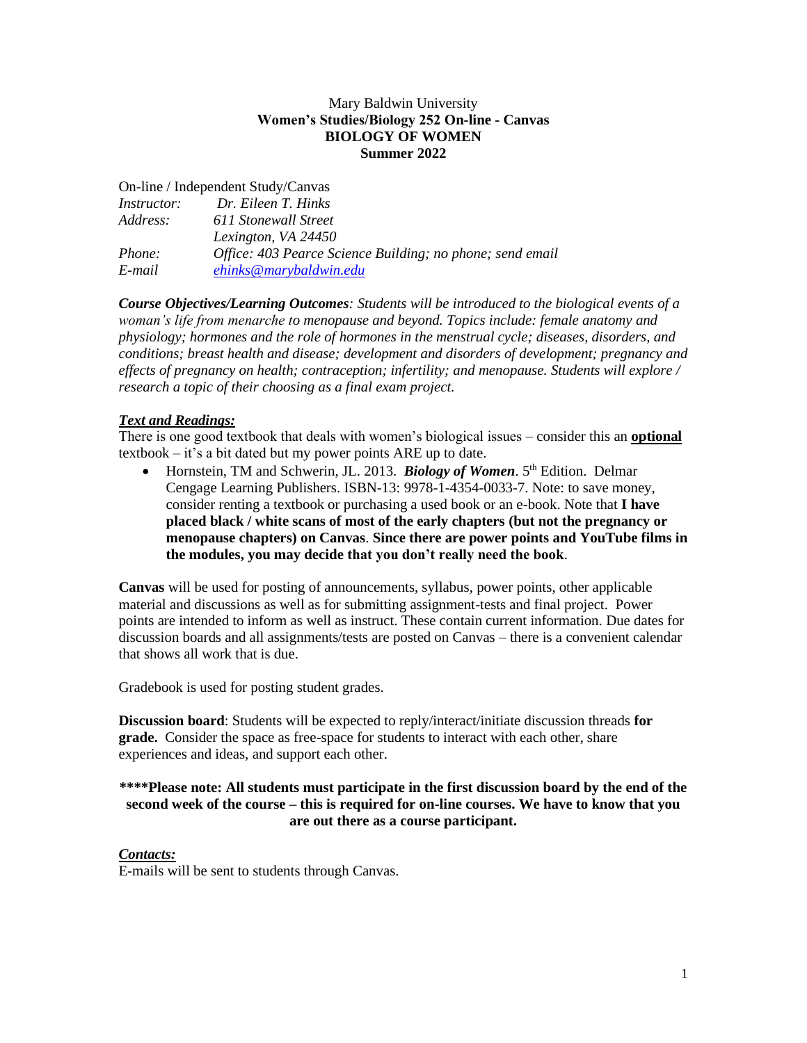Mary Baldwin University
**Women's Studies/Biology 252 On-line - Canvas**
**BIOLOGY OF WOMEN**
**Summer 2022**

On-line / Independent Study/Canvas

*Instructor:* *Dr. Eileen T. Hinks*
*Address:* *611 Stonewall Street*
*Lexington, VA 24450*
*Phone:* *Office: 403 Pearce Science Building; no phone; send email*
*E-mail* *ehinks@marybaldwin.edu*

***Course Objectives/Learning Outcomes****: Students will be introduced to the biological events of a woman's life from menarche to menopause and beyond. Topics include: female anatomy and physiology; hormones and the role of hormones in the menstrual cycle; diseases, disorders, and conditions; breast health and disease; development and disorders of development; pregnancy and effects of pregnancy on health; contraception; infertility; and menopause. Students will explore / research a topic of their choosing as a final exam project.*

***Text and Readings:***

There is one good textbook that deals with women's biological issues – consider this an **optional** textbook – it's a bit dated but my power points ARE up to date.

- Hornstein, TM and Schwerin, JL. 2013. ***Biology of Women***. 5th Edition. Delmar Cengage Learning Publishers. ISBN-13: 9978-1-4354-0033-7. Note: to save money, consider renting a textbook or purchasing a used book or an e-book. Note that **I have placed black / white scans of most of the early chapters (but not the pregnancy or menopause chapters) on Canvas**. **Since there are power points and YouTube films in the modules, you may decide that you don't really need the book**.

**Canvas** will be used for posting of announcements, syllabus, power points, other applicable material and discussions as well as for submitting assignment-tests and final project. Power points are intended to inform as well as instruct. These contain current information. Due dates for discussion boards and all assignments/tests are posted on Canvas – there is a convenient calendar that shows all work that is due.

Gradebook is used for posting student grades.

**Discussion board**: Students will be expected to reply/interact/initiate discussion threads **for grade.** Consider the space as free-space for students to interact with each other, share experiences and ideas, and support each other.

**\*\*\*\*Please note: All students must participate in the first discussion board by the end of the second week of the course – this is required for on-line courses. We have to know that you are out there as a course participant.**

***Contacts:***

E-mails will be sent to students through Canvas.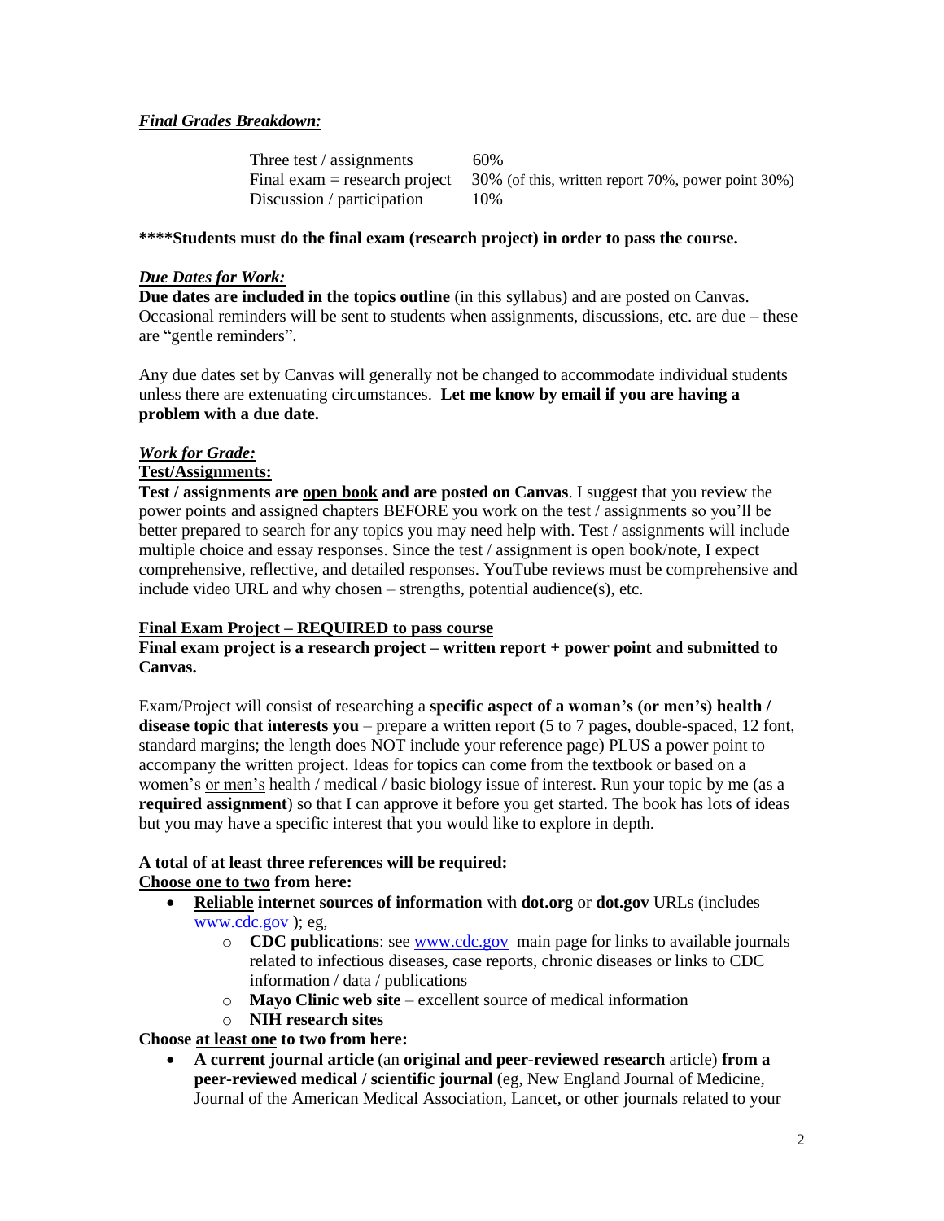***Final Grades Breakdown:***

| | |
|---|---|
| Three test / assignments | 60% |
| Final exam = research project | 30% (of this, written report 70%, power point 30%) |
| Discussion / participation | 10% |

**\*\*\*\*Students must do the final exam (research project) in order to pass the course.**

***Due Dates for Work:***

**Due dates are included in the topics outline** (in this syllabus) and are posted on Canvas. Occasional reminders will be sent to students when assignments, discussions, etc. are due – these are "gentle reminders".

Any due dates set by Canvas will generally not be changed to accommodate individual students unless there are extenuating circumstances. **Let me know by email if you are having a problem with a due date.**

***Work for Grade:***

**Test/Assignments:**

**Test / assignments are open book and are posted on Canvas**. I suggest that you review the power points and assigned chapters BEFORE you work on the test / assignments so you'll be better prepared to search for any topics you may need help with. Test / assignments will include multiple choice and essay responses. Since the test / assignment is open book/note, I expect comprehensive, reflective, and detailed responses. YouTube reviews must be comprehensive and include video URL and why chosen – strengths, potential audience(s), etc.

**Final Exam Project – REQUIRED to pass course**

**Final exam project is a research project – written report + power point and submitted to Canvas.**

Exam/Project will consist of researching a **specific aspect of a woman's (or men's) health / disease topic that interests you** – prepare a written report (5 to 7 pages, double-spaced, 12 font, standard margins; the length does NOT include your reference page) PLUS a power point to accompany the written project. Ideas for topics can come from the textbook or based on a women's or men's health / medical / basic biology issue of interest. Run your topic by me (as a **required assignment**) so that I can approve it before you get started. The book has lots of ideas but you may have a specific interest that you would like to explore in depth.

**A total of at least three references will be required:**

**Choose one to two from here:**

- **Reliable internet sources of information** with **dot.org** or **dot.gov** URLs (includes www.cdc.gov ); eg,
  - **CDC publications**: see www.cdc.gov main page for links to available journals related to infectious diseases, case reports, chronic diseases or links to CDC information / data / publications
  - **Mayo Clinic web site** – excellent source of medical information
  - **NIH research sites**

**Choose at least one to two from here:**

- **A current journal article** (an **original and peer-reviewed research** article) **from a peer-reviewed medical / scientific journal** (eg, New England Journal of Medicine, Journal of the American Medical Association, Lancet, or other journals related to your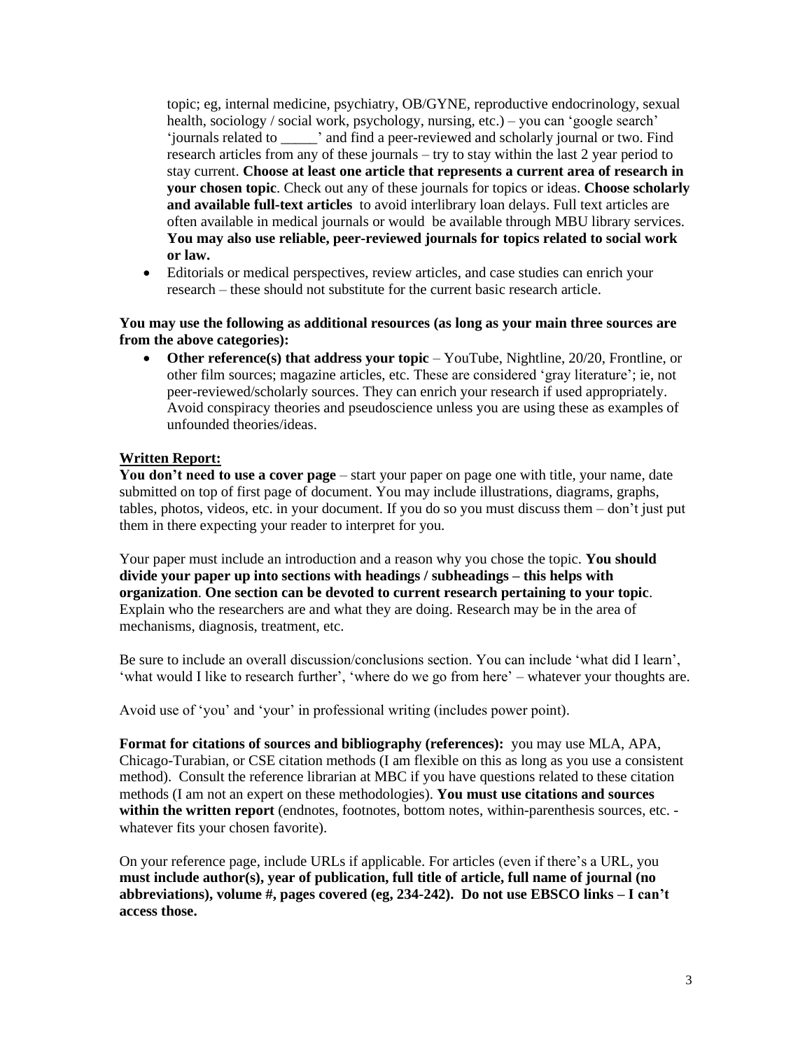topic; eg, internal medicine, psychiatry, OB/GYNE, reproductive endocrinology, sexual health, sociology / social work, psychology, nursing, etc.) – you can 'google search' 'journals related to _____' and find a peer-reviewed and scholarly journal or two. Find research articles from any of these journals – try to stay within the last 2 year period to stay current. **Choose at least one article that represents a current area of research in your chosen topic**. Check out any of these journals for topics or ideas. **Choose scholarly and available full-text articles** to avoid interlibrary loan delays. Full text articles are often available in medical journals or would be available through MBU library services. **You may also use reliable, peer-reviewed journals for topics related to social work or law.**

- Editorials or medical perspectives, review articles, and case studies can enrich your research – these should not substitute for the current basic research article.

**You may use the following as additional resources (as long as your main three sources are from the above categories):**

- **Other reference(s) that address your topic** – YouTube, Nightline, 20/20, Frontline, or other film sources; magazine articles, etc. These are considered 'gray literature'; ie, not peer-reviewed/scholarly sources. They can enrich your research if used appropriately. Avoid conspiracy theories and pseudoscience unless you are using these as examples of unfounded theories/ideas.

## Written Report:

**You don't need to use a cover page** – start your paper on page one with title, your name, date submitted on top of first page of document. You may include illustrations, diagrams, graphs, tables, photos, videos, etc. in your document. If you do so you must discuss them – don't just put them in there expecting your reader to interpret for you.

Your paper must include an introduction and a reason why you chose the topic. **You should divide your paper up into sections with headings / subheadings – this helps with organization**. **One section can be devoted to current research pertaining to your topic**. Explain who the researchers are and what they are doing. Research may be in the area of mechanisms, diagnosis, treatment, etc.

Be sure to include an overall discussion/conclusions section. You can include 'what did I learn', 'what would I like to research further', 'where do we go from here' – whatever your thoughts are.

Avoid use of 'you' and 'your' in professional writing (includes power point).

**Format for citations of sources and bibliography (references):** you may use MLA, APA, Chicago-Turabian, or CSE citation methods (I am flexible on this as long as you use a consistent method). Consult the reference librarian at MBC if you have questions related to these citation methods (I am not an expert on these methodologies). **You must use citations and sources within the written report** (endnotes, footnotes, bottom notes, within-parenthesis sources, etc. - whatever fits your chosen favorite).

On your reference page, include URLs if applicable. For articles (even if there's a URL, you **must include author(s), year of publication, full title of article, full name of journal (no abbreviations), volume #, pages covered (eg, 234-242). Do not use EBSCO links – I can't access those.**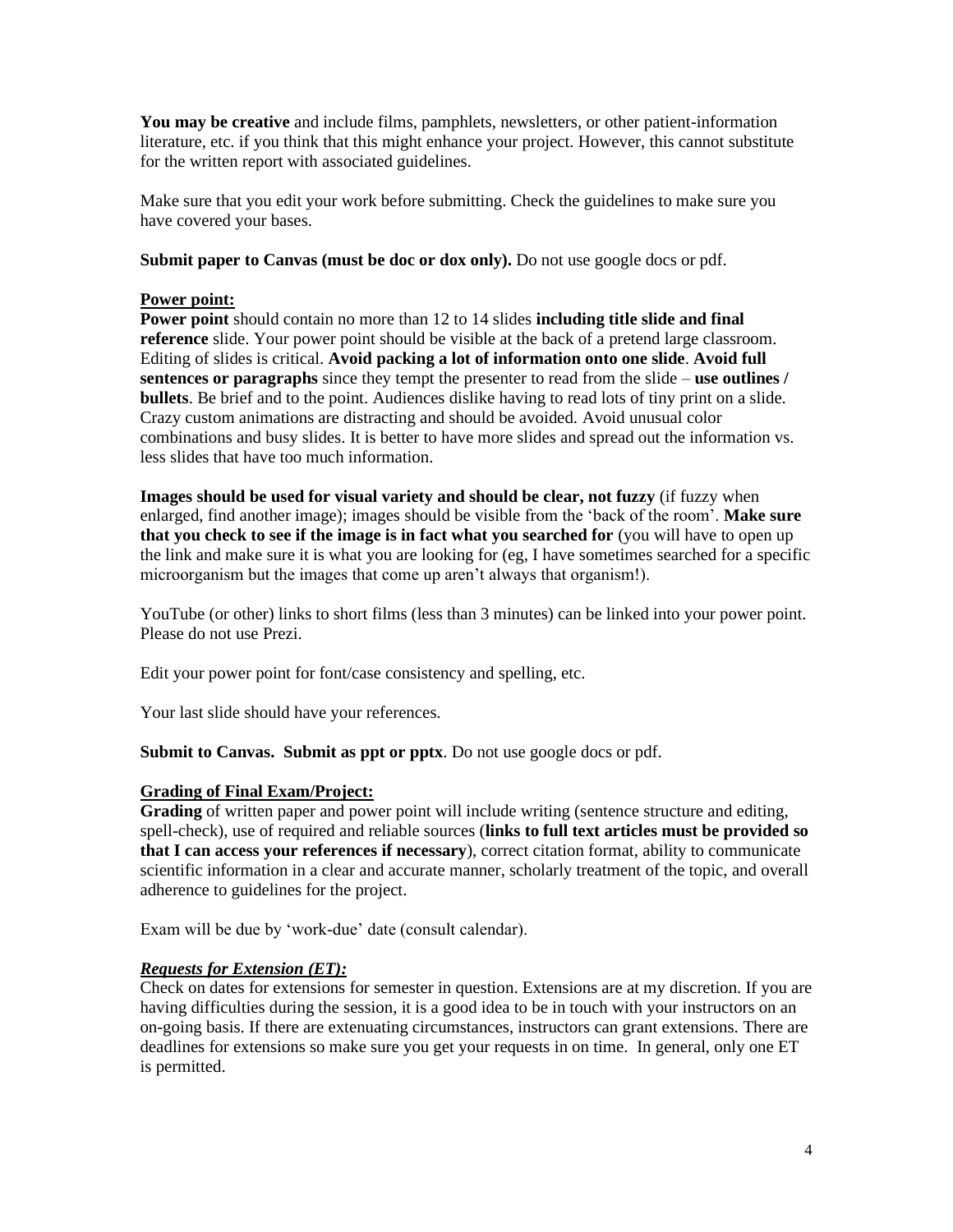**You may be creative** and include films, pamphlets, newsletters, or other patient-information literature, etc. if you think that this might enhance your project. However, this cannot substitute for the written report with associated guidelines.

Make sure that you edit your work before submitting. Check the guidelines to make sure you have covered your bases.

**Submit paper to Canvas (must be doc or dox only).** Do not use google docs or pdf.

**<u>Power point:</u>**
**Power point** should contain no more than 12 to 14 slides **including title slide and final reference** slide. Your power point should be visible at the back of a pretend large classroom. Editing of slides is critical. **Avoid packing a lot of information onto one slide**. **Avoid full sentences or paragraphs** since they tempt the presenter to read from the slide – **use outlines / bullets**. Be brief and to the point. Audiences dislike having to read lots of tiny print on a slide. Crazy custom animations are distracting and should be avoided. Avoid unusual color combinations and busy slides. It is better to have more slides and spread out the information vs. less slides that have too much information.

**Images should be used for visual variety and should be clear, not fuzzy** (if fuzzy when enlarged, find another image); images should be visible from the 'back of the room'. **Make sure that you check to see if the image is in fact what you searched for** (you will have to open up the link and make sure it is what you are looking for (eg, I have sometimes searched for a specific microorganism but the images that come up aren't always that organism!).

YouTube (or other) links to short films (less than 3 minutes) can be linked into your power point. Please do not use Prezi.

Edit your power point for font/case consistency and spelling, etc.

Your last slide should have your references.

**Submit to Canvas. Submit as ppt or pptx**. Do not use google docs or pdf.

**<u>Grading of Final Exam/Project:</u>**
**Grading** of written paper and power point will include writing (sentence structure and editing, spell-check), use of required and reliable sources (**links to full text articles must be provided so that I can access your references if necessary**), correct citation format, ability to communicate scientific information in a clear and accurate manner, scholarly treatment of the topic, and overall adherence to guidelines for the project.

Exam will be due by 'work-due' date (consult calendar).

***<u>Requests for Extension (ET):</u>***
Check on dates for extensions for semester in question. Extensions are at my discretion. If you are having difficulties during the session, it is a good idea to be in touch with your instructors on an on-going basis. If there are extenuating circumstances, instructors can grant extensions. There are deadlines for extensions so make sure you get your requests in on time. In general, only one ET is permitted.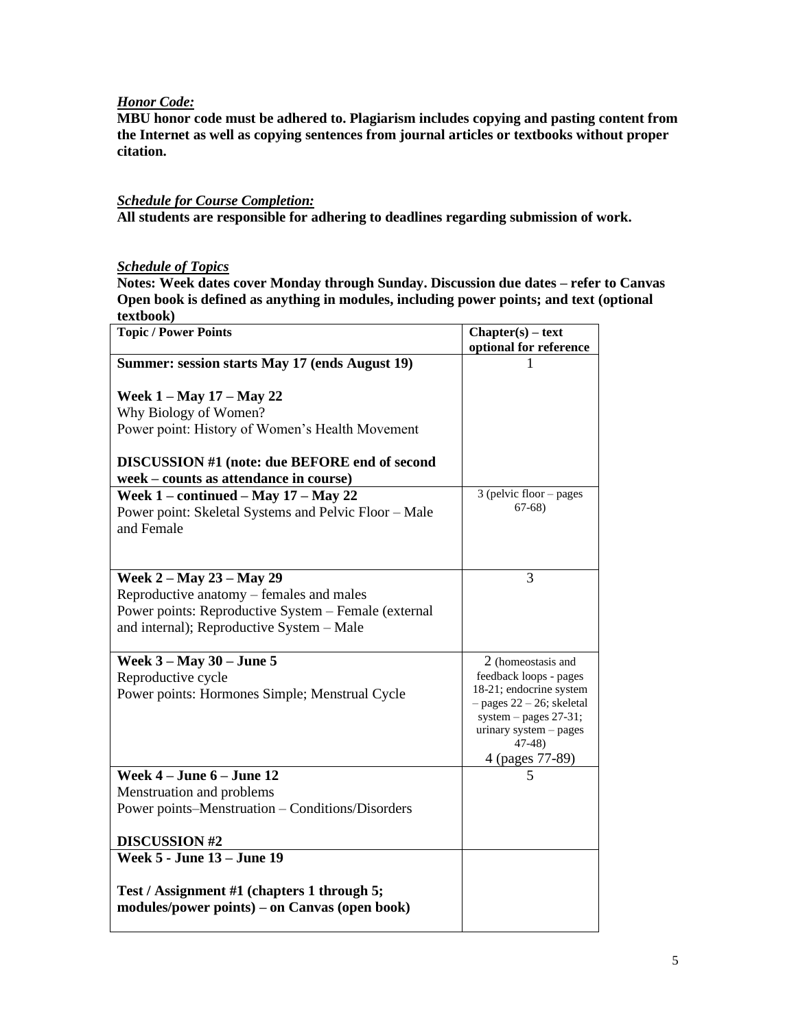***Honor Code:***

**MBU honor code must be adhered to. Plagiarism includes copying and pasting content from the Internet as well as copying sentences from journal articles or textbooks without proper citation.**

***Schedule for Course Completion:***

**All students are responsible for adhering to deadlines regarding submission of work.**

***Schedule of Topics***

**Notes: Week dates cover Monday through Sunday. Discussion due dates – refer to Canvas Open book is defined as anything in modules, including power points; and text (optional textbook)**

| **Topic / Power Points** | **Chapter(s) – text optional for reference** |
|---|---|
| **Summer: session starts May 17 (ends August 19)**<br><br>**Week 1 – May 17 – May 22**<br>Why Biology of Women?<br>Power point: History of Women's Health Movement<br><br>**DISCUSSION #1 (note: due BEFORE end of second week – counts as attendance in course)** | 1 |
| **Week 1 – continued – May 17 – May 22**<br>Power point: Skeletal Systems and Pelvic Floor – Male and Female | 3 (pelvic floor – pages 67-68) |
| **Week 2 – May 23 – May 29**<br>Reproductive anatomy – females and males<br>Power points: Reproductive System – Female (external and internal); Reproductive System – Male | 3 |
| **Week 3 – May 30 – June 5**<br>Reproductive cycle<br>Power points: Hormones Simple; Menstrual Cycle | 2 (homeostasis and feedback loops - pages 18-21; endocrine system – pages 22 – 26; skeletal system – pages 27-31; urinary system – pages 47-48)<br>4 (pages 77-89) |
| **Week 4 – June 6 – June 12**<br>Menstruation and problems<br>Power points–Menstruation – Conditions/Disorders<br><br>**DISCUSSION #2** | 5 |
| **Week 5 - June 13 – June 19**<br><br>**Test / Assignment #1 (chapters 1 through 5; modules/power points) – on Canvas (open book)** | |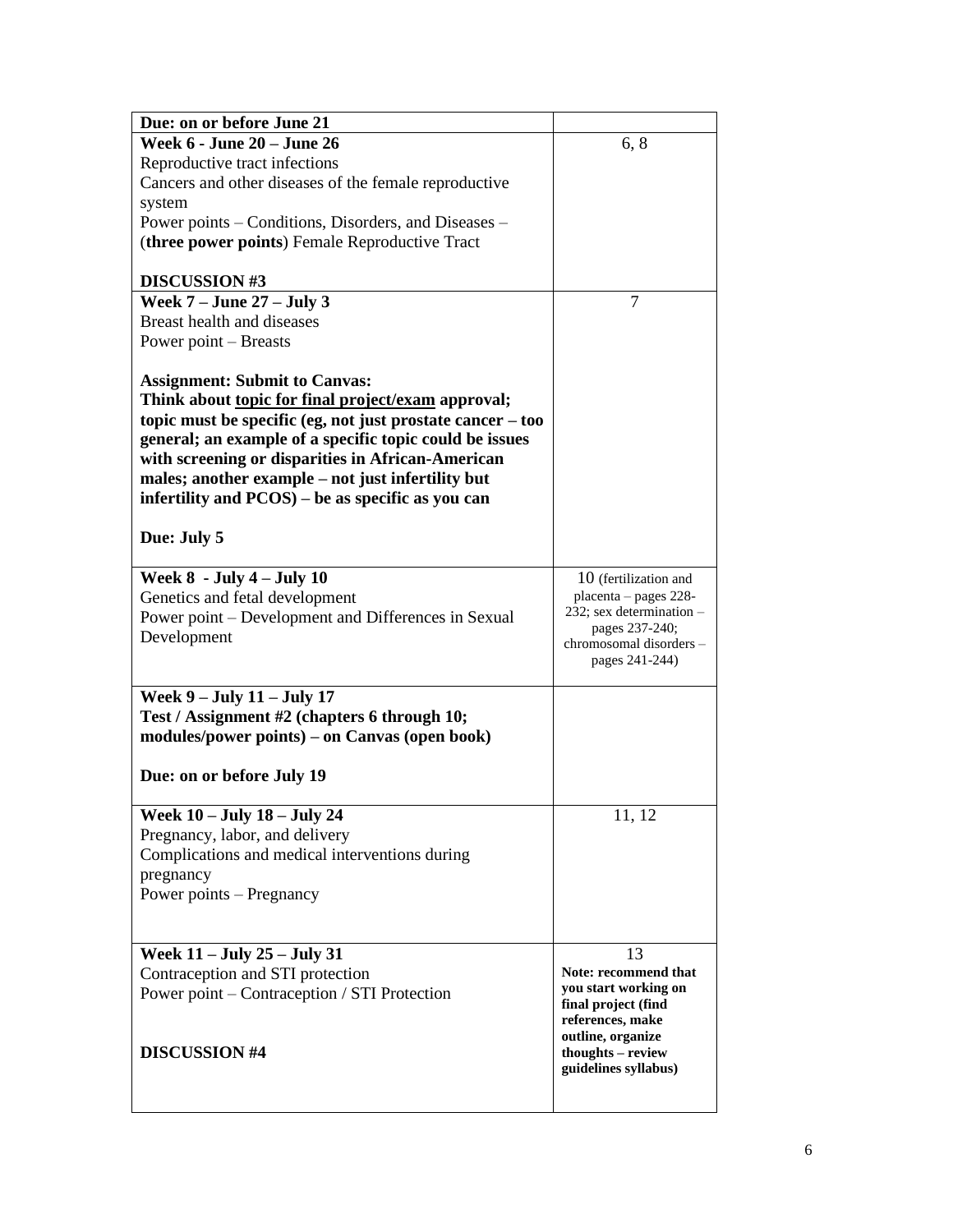| | |
|---|---|
| **Due: on or before June 21** | |
| **Week 6 - June 20 – June 26**<br>Reproductive tract infections<br>Cancers and other diseases of the female reproductive system<br>Power points – Conditions, Disorders, and Diseases – (**three power points**) Female Reproductive Tract<br><br>**DISCUSSION #3** | 6, 8 |
| **Week 7 – June 27 – July 3**<br>Breast health and diseases<br>Power point – Breasts<br><br>**Assignment: Submit to Canvas:**<br>**Think about <u>topic for final project/exam</u> approval; topic must be specific (eg, not just prostate cancer – too general; an example of a specific topic could be issues with screening or disparities in African-American males; another example – not just infertility but infertility and PCOS) – be as specific as you can**<br><br>**Due: July 5** | 7 |
| **Week 8 - July 4 – July 10**<br>Genetics and fetal development<br>Power point – Development and Differences in Sexual Development | 10 (fertilization and placenta – pages 228-232; sex determination – pages 237-240; chromosomal disorders – pages 241-244) |
| **Week 9 – July 11 – July 17**<br>**Test / Assignment #2 (chapters 6 through 10; modules/power points) – on Canvas (open book)**<br><br>**Due: on or before July 19** | |
| **Week 10 – July 18 – July 24**<br>Pregnancy, labor, and delivery<br>Complications and medical interventions during pregnancy<br>Power points – Pregnancy | 11, 12 |
| **Week 11 – July 25 – July 31**<br>Contraception and STI protection<br>Power point – Contraception / STI Protection<br><br>**DISCUSSION #4** | 13<br>**Note: recommend that you start working on final project (find references, make outline, organize thoughts – review guidelines syllabus)** |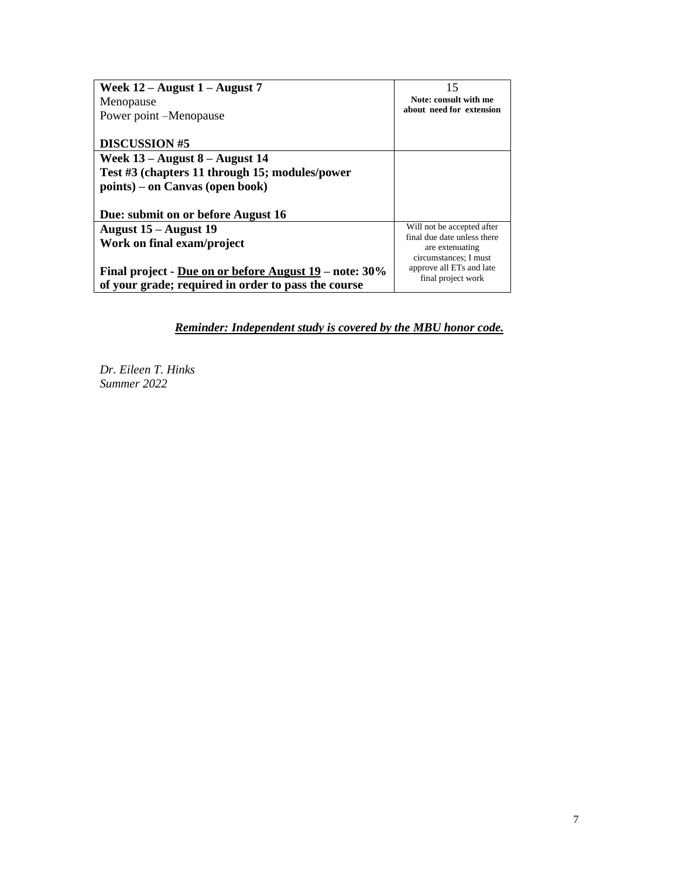| | |
|---|---|
| **Week 12 – August 1 – August 7**<br>Menopause<br>Power point –Menopause<br><br>**DISCUSSION #5** | 15<br>**Note: consult with me about need for extension** |
| **Week 13 – August 8 – August 14**<br>**Test #3 (chapters 11 through 15; modules/power points) – on Canvas (open book)**<br><br>**Due: submit on or before August 16** | |
| **August 15 – August 19**<br>**Work on final exam/project**<br><br>**Final project - <u>Due on or before August 19</u> – note: 30% of your grade; required in order to pass the course** | Will not be accepted after final due date unless there are extenuating circumstances; I must approve all ETs and late final project work |

***<u>Reminder: Independent study is covered by the MBU honor code.</u>***

*Dr. Eileen T. Hinks*
*Summer 2022*